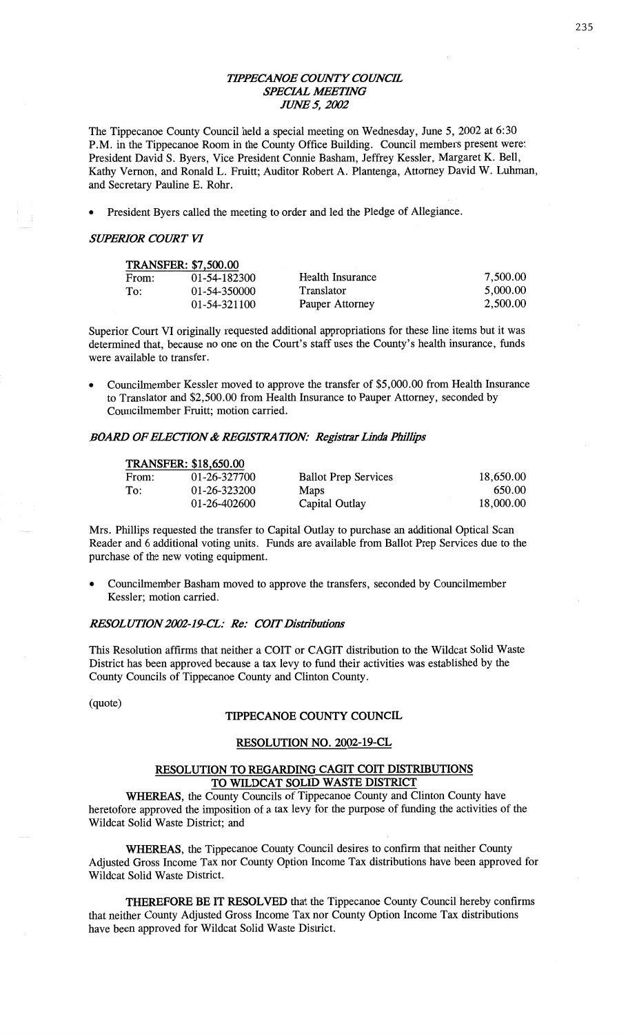# *TIPPECANOE COUNTY COUNCIL*
## *SPECIAL MEETING*
## *JUNE 5, 2002*

The Tippecanoe County Council held a special meeting on Wednesday, June 5, 2002 at 6:30 P.M. in the Tippecanoe Room in the County Office Building. Council members present were: President David S. Byers, Vice President Connie Basham, Jeffrey Kessler, Margaret K. Bell, Kathy Vernon, and Ronald L. Fruitt; Auditor Robert A. Plantenga, Attorney David W. Luhman, and Secretary Pauline E. Rohr.

- President Byers called the meeting to order and led the Pledge of Allegiance.

### *SUPERIOR COURT VI*

| TRANSFER: $7,500.00 | | | |
|---|---|---|---|
| From: | 01-54-182300 | Health Insurance | 7,500.00 |
| To: | 01-54-350000 | Translator | 5,000.00 |
| | 01-54-321100 | Pauper Attorney | 2,500.00 |

Superior Court VI originally requested additional appropriations for these line items but it was determined that, because no one on the Court's staff uses the County's health insurance, funds were available to transfer.

- Councilmember Kessler moved to approve the transfer of $5,000.00 from Health Insurance to Translator and $2,500.00 from Health Insurance to Pauper Attorney, seconded by Councilmember Fruitt; motion carried.

### *BOARD OF ELECTION & REGISTRATION: Registrar Linda Phillips*

| TRANSFER: $18,650.00 | | | |
|---|---|---|---|
| From: | 01-26-327700 | Ballot Prep Services | 18,650.00 |
| To: | 01-26-323200 | Maps | 650.00 |
| | 01-26-402600 | Capital Outlay | 18,000.00 |

Mrs. Phillips requested the transfer to Capital Outlay to purchase an additional Optical Scan Reader and 6 additional voting units. Funds are available from Ballot Prep Services due to the purchase of the new voting equipment.

- Councilmember Basham moved to approve the transfers, seconded by Councilmember Kessler; motion carried.

### *RESOLUTION 2002-19-CL: Re: COIT Distributions*

This Resolution affirms that neither a COIT or CAGIT distribution to the Wildcat Solid Waste District has been approved because a tax levy to fund their activities was established by the County Councils of Tippecanoe County and Clinton County.

(quote)

**TIPPECANOE COUNTY COUNCIL**

**RESOLUTION NO. 2002-19-CL**

**RESOLUTION TO REGARDING CAGIT COIT DISTRIBUTIONS TO WILDCAT SOLID WASTE DISTRICT**

**WHEREAS**, the County Councils of Tippecanoe County and Clinton County have heretofore approved the imposition of a tax levy for the purpose of funding the activities of the Wildcat Solid Waste District; and

**WHEREAS**, the Tippecanoe County Council desires to confirm that neither County Adjusted Gross Income Tax nor County Option Income Tax distributions have been approved for Wildcat Solid Waste District.

**THEREFORE BE IT RESOLVED** that the Tippecanoe County Council hereby confirms that neither County Adjusted Gross Income Tax nor County Option Income Tax distributions have been approved for Wildcat Solid Waste District.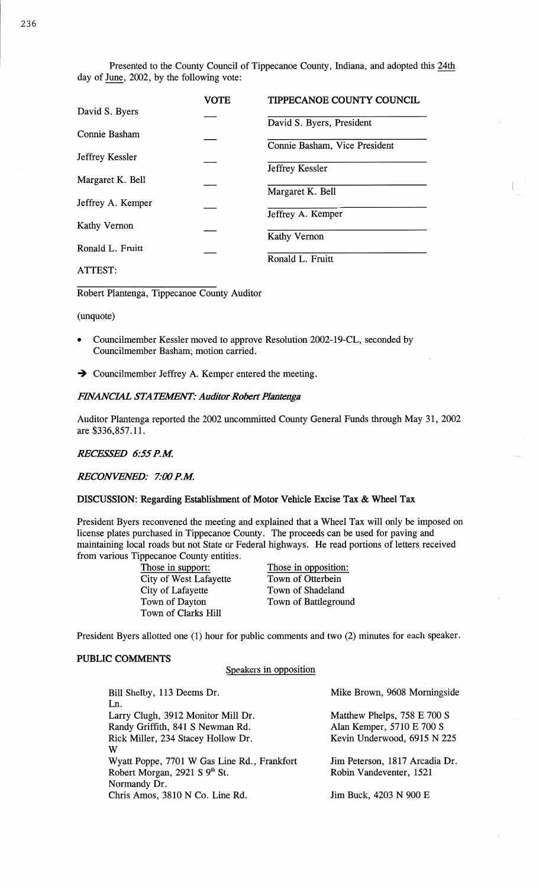Presented to the County Council of Tippecanoe County, Indiana, and adopted this 24th day of June, 2002, by the following vote:

| | VOTE | TIPPECANOE COUNTY COUNCIL |
|---|---|---|
| David S. Byers | ___ | David S. Byers, President |
| Connie Basham | ___ | Connie Basham, Vice President |
| Jeffrey Kessler | ___ | Jeffrey Kessler |
| Margaret K. Bell | ___ | Margaret K. Bell |
| Jeffrey A. Kemper | ___ | Jeffrey A. Kemper |
| Kathy Vernon | ___ | Kathy Vernon |
| Ronald L. Fruitt | ___ | Ronald L. Fruitt |

ATTEST:

Robert Plantenga, Tippecanoe County Auditor

(unquote)

- Councilmember Kessler moved to approve Resolution 2002-19-CL, seconded by Councilmember Basham; motion carried.

→ Councilmember Jeffrey A. Kemper entered the meeting.

***FINANCIAL STATEMENT: Auditor Robert Plantenga***

Auditor Plantenga reported the 2002 uncommitted County General Funds through May 31, 2002 are $336,857.11.

***RECESSED 6:55 P.M.***

***RECONVENED: 7:00 P.M.***

**DISCUSSION: Regarding Establishment of Motor Vehicle Excise Tax & Wheel Tax**

President Byers reconvened the meeting and explained that a Wheel Tax will only be imposed on license plates purchased in Tippecanoe County. The proceeds can be used for paving and maintaining local roads but not State or Federal highways. He read portions of letters received from various Tippecanoe County entities.

| Those in support: | Those in opposition: |
|---|---|
| City of West Lafayette | Town of Otterbein |
| City of Lafayette | Town of Shadeland |
| Town of Dayton | Town of Battleground |
| Town of Clarks Hill | |

President Byers allotted one (1) hour for public comments and two (2) minutes for each speaker.

**PUBLIC COMMENTS**

Speakers in opposition

| | |
|---|---|
| Bill Shelby, 113 Deems Dr. | Mike Brown, 9608 Morningside Ln. |
| Larry Clugh, 3912 Monitor Mill Dr. | Matthew Phelps, 758 E 700 S |
| Randy Griffith, 841 S Newman Rd. | Alan Kemper, 5710 E 700 S |
| Rick Miller, 234 Stacey Hollow Dr. | Kevin Underwood, 6915 N 225 W |
| Wyatt Poppe, 7701 W Gas Line Rd., Frankfort | Jim Peterson, 1817 Arcadia Dr. |
| Robert Morgan, 2921 S 9th St. | Robin Vandeventer, 1521 Normandy Dr. |
| Chris Amos, 3810 N Co. Line Rd. | Jim Buck, 4203 N 900 E |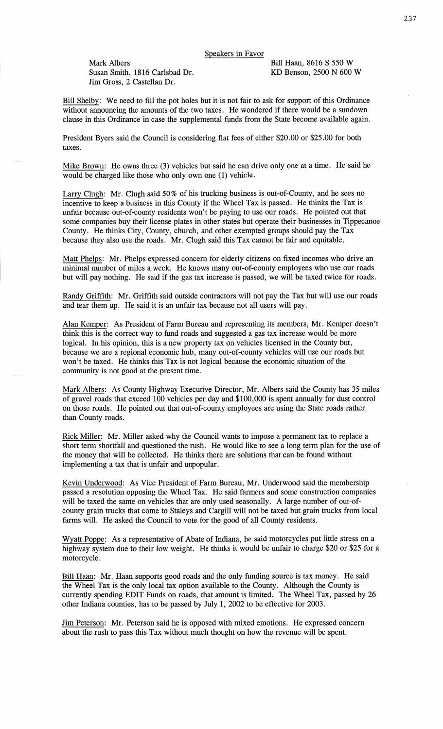Speakers in Favor

| | |
|---|---|
| Mark Albers | Bill Haan, 8616 S 550 W |
| Susan Smith, 1816 Carlsbad Dr. | KD Benson, 2500 N 600 W |
| Jim Gross, 2 Castellan Dr. | |

Bill Shelby: We need to fill the pot holes but it is not fair to ask for support of this Ordinance without announcing the amounts of the two taxes. He wondered if there would be a sundown clause in this Ordinance in case the supplemental funds from the State become available again.

President Byers said the Council is considering flat fees of either $20.00 or $25.00 for both taxes.

Mike Brown: He owns three (3) vehicles but said he can drive only one at a time. He said he would be charged like those who only own one (1) vehicle.

Larry Clugh: Mr. Clugh said 50% of his trucking business is out-of-County, and he sees no incentive to keep a business in this County if the Wheel Tax is passed. He thinks the Tax is unfair because out-of-county residents won't be paying to use our roads. He pointed out that some companies buy their license plates in other states but operate their businesses in Tippecanoe County. He thinks City, County, church, and other exempted groups should pay the Tax because they also use the roads. Mr. Clugh said this Tax cannot be fair and equitable.

Matt Phelps: Mr. Phelps expressed concern for elderly citizens on fixed incomes who drive an minimal number of miles a week. He knows many out-of-county employees who use our roads but will pay nothing. He said if the gas tax increase is passed, we will be taxed twice for roads.

Randy Griffith: Mr. Griffith said outside contractors will not pay the Tax but will use our roads and tear them up. He said it is an unfair tax because not all users will pay.

Alan Kemper: As President of Farm Bureau and representing its members, Mr. Kemper doesn't think this is the correct way to fund roads and suggested a gas tax increase would be more logical. In his opinion, this is a new property tax on vehicles licensed in the County but, because we are a regional economic hub, many out-of-county vehicles will use our roads but won't be taxed. He thinks this Tax is not logical because the economic situation of the community is not good at the present time.

Mark Albers: As County Highway Executive Director, Mr. Albers said the County has 35 miles of gravel roads that exceed 100 vehicles per day and $100,000 is spent annually for dust control on those roads. He pointed out that out-of-county employees are using the State roads rather than County roads.

Rick Miller: Mr. Miller asked why the Council wants to impose a permanent tax to replace a short term shortfall and questioned the rush. He would like to see a long term plan for the use of the money that will be collected. He thinks there are solutions that can be found without implementing a tax that is unfair and unpopular.

Kevin Underwood: As Vice President of Farm Bureau, Mr. Underwood said the membership passed a resolution opposing the Wheel Tax. He said farmers and some construction companies will be taxed the same on vehicles that are only used seasonally. A large number of out-of-county grain trucks that come to Staleys and Cargill will not be taxed but grain trucks from local farms will. He asked the Council to vote for the good of all County residents.

Wyatt Poppe: As a representative of Abate of Indiana, he said motorcycles put little stress on a highway system due to their low weight. He thinks it would be unfair to charge $20 or $25 for a motorcycle.

Bill Haan: Mr. Haan supports good roads and the only funding source is tax money. He said the Wheel Tax is the only local tax option available to the County. Although the County is currently spending EDIT Funds on roads, that amount is limited. The Wheel Tax, passed by 26 other Indiana counties, has to be passed by July 1, 2002 to be effective for 2003.

Jim Peterson: Mr. Peterson said he is opposed with mixed emotions. He expressed concern about the rush to pass this Tax without much thought on how the revenue will be spent.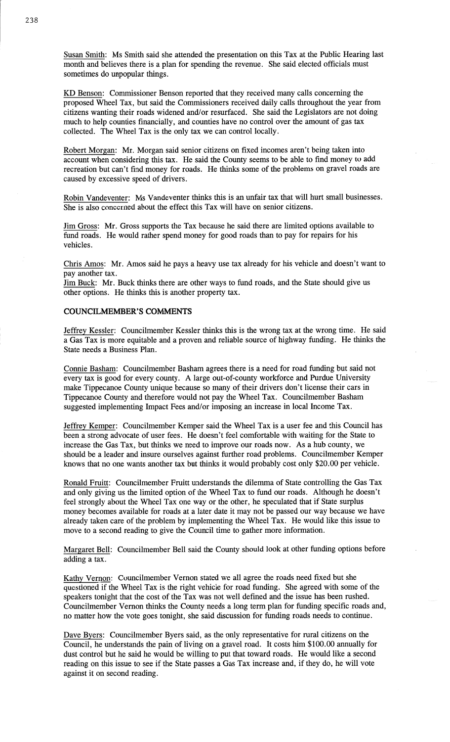Susan Smith: Ms Smith said she attended the presentation on this Tax at the Public Hearing last month and believes there is a plan for spending the revenue. She said elected officials must sometimes do unpopular things.

KD Benson: Commissioner Benson reported that they received many calls concerning the proposed Wheel Tax, but said the Commissioners received daily calls throughout the year from citizens wanting their roads widened and/or resurfaced. She said the Legislators are not doing much to help counties financially, and counties have no control over the amount of gas tax collected. The Wheel Tax is the only tax we can control locally.

Robert Morgan: Mr. Morgan said senior citizens on fixed incomes aren't being taken into account when considering this tax. He said the County seems to be able to find money to add recreation but can't find money for roads. He thinks some of the problems on gravel roads are caused by excessive speed of drivers.

Robin Vandeventer: Ms Vandeventer thinks this is an unfair tax that will hurt small businesses. She is also concerned about the effect this Tax will have on senior citizens.

Jim Gross: Mr. Gross supports the Tax because he said there are limited options available to fund roads. He would rather spend money for good roads than to pay for repairs for his vehicles.

Chris Amos: Mr. Amos said he pays a heavy use tax already for his vehicle and doesn't want to pay another tax.

Jim Buck: Mr. Buck thinks there are other ways to fund roads, and the State should give us other options. He thinks this is another property tax.

## COUNCILMEMBER'S COMMENTS

Jeffrey Kessler: Councilmember Kessler thinks this is the wrong tax at the wrong time. He said a Gas Tax is more equitable and a proven and reliable source of highway funding. He thinks the State needs a Business Plan.

Connie Basham: Councilmember Basham agrees there is a need for road funding but said not every tax is good for every county. A large out-of-county workforce and Purdue University make Tippecanoe County unique because so many of their drivers don't license their cars in Tippecanoe County and therefore would not pay the Wheel Tax. Councilmember Basham suggested implementing Impact Fees and/or imposing an increase in local Income Tax.

Jeffrey Kemper: Councilmember Kemper said the Wheel Tax is a user fee and this Council has been a strong advocate of user fees. He doesn't feel comfortable with waiting for the State to increase the Gas Tax, but thinks we need to improve our roads now. As a hub county, we should be a leader and insure ourselves against further road problems. Councilmember Kemper knows that no one wants another tax but thinks it would probably cost only $20.00 per vehicle.

Ronald Fruitt: Councilmember Fruitt understands the dilemma of State controlling the Gas Tax and only giving us the limited option of the Wheel Tax to fund our roads. Although he doesn't feel strongly about the Wheel Tax one way or the other, he speculated that if State surplus money becomes available for roads at a later date it may not be passed our way because we have already taken care of the problem by implementing the Wheel Tax. He would like this issue to move to a second reading to give the Council time to gather more information.

Margaret Bell: Councilmember Bell said the County should look at other funding options before adding a tax.

Kathy Vernon: Councilmember Vernon stated we all agree the roads need fixed but she questioned if the Wheel Tax is the right vehicle for road funding. She agreed with some of the speakers tonight that the cost of the Tax was not well defined and the issue has been rushed. Councilmember Vernon thinks the County needs a long term plan for funding specific roads and, no matter how the vote goes tonight, she said discussion for funding roads needs to continue.

Dave Byers: Councilmember Byers said, as the only representative for rural citizens on the Council, he understands the pain of living on a gravel road. It costs him $100.00 annually for dust control but he said he would be willing to put that toward roads. He would like a second reading on this issue to see if the State passes a Gas Tax increase and, if they do, he will vote against it on second reading.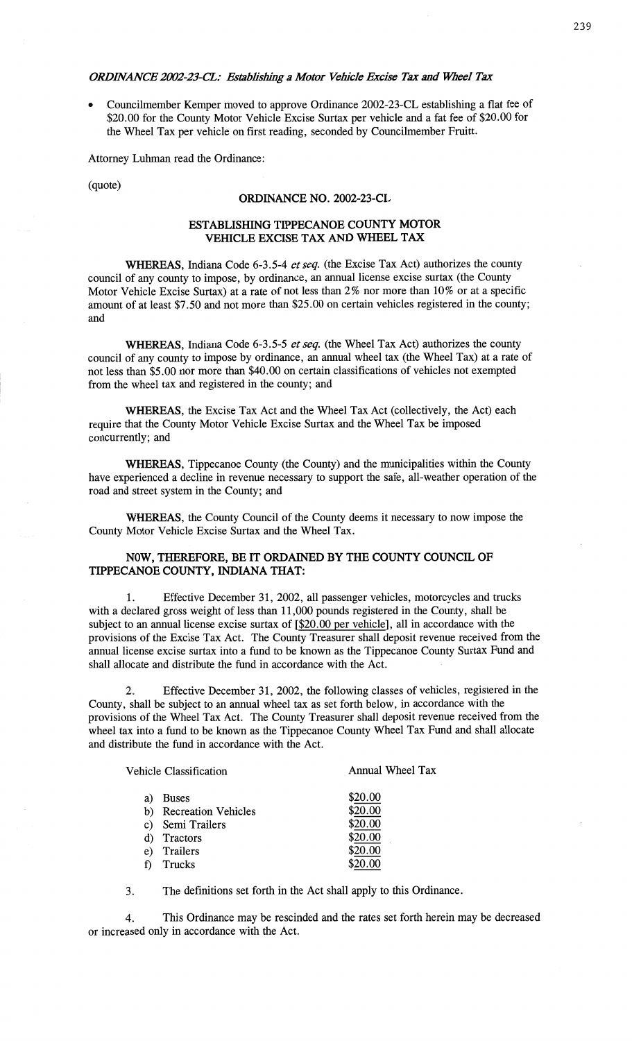*ORDINANCE 2002-23-CL: Establishing a Motor Vehicle Excise Tax and Wheel Tax*

- Councilmember Kemper moved to approve Ordinance 2002-23-CL establishing a flat fee of $20.00 for the County Motor Vehicle Excise Surtax per vehicle and a fat fee of $20.00 for the Wheel Tax per vehicle on first reading, seconded by Councilmember Fruitt.

Attorney Luhman read the Ordinance:

(quote)

**ORDINANCE NO. 2002-23-CL**

**ESTABLISHING TIPPECANOE COUNTY MOTOR VEHICLE EXCISE TAX AND WHEEL TAX**

**WHEREAS**, Indiana Code 6-3.5-4 *et seq.* (the Excise Tax Act) authorizes the county council of any county to impose, by ordinance, an annual license excise surtax (the County Motor Vehicle Excise Surtax) at a rate of not less than 2% nor more than 10% or at a specific amount of at least $7.50 and not more than $25.00 on certain vehicles registered in the county; and

**WHEREAS**, Indiana Code 6-3.5-5 *et seq.* (the Wheel Tax Act) authorizes the county council of any county to impose by ordinance, an annual wheel tax (the Wheel Tax) at a rate of not less than $5.00 nor more than $40.00 on certain classifications of vehicles not exempted from the wheel tax and registered in the county; and

**WHEREAS**, the Excise Tax Act and the Wheel Tax Act (collectively, the Act) each require that the County Motor Vehicle Excise Surtax and the Wheel Tax be imposed concurrently; and

**WHEREAS**, Tippecanoe County (the County) and the municipalities within the County have experienced a decline in revenue necessary to support the safe, all-weather operation of the road and street system in the County; and

**WHEREAS**, the County Council of the County deems it necessary to now impose the County Motor Vehicle Excise Surtax and the Wheel Tax.

**NOW, THEREFORE, BE IT ORDAINED BY THE COUNTY COUNCIL OF TIPPECANOE COUNTY, INDIANA THAT:**

1. Effective December 31, 2002, all passenger vehicles, motorcycles and trucks with a declared gross weight of less than 11,000 pounds registered in the County, shall be subject to an annual license excise surtax of [$20.00 per vehicle], all in accordance with the provisions of the Excise Tax Act. The County Treasurer shall deposit revenue received from the annual license excise surtax into a fund to be known as the Tippecanoe County Surtax Fund and shall allocate and distribute the fund in accordance with the Act.

2. Effective December 31, 2002, the following classes of vehicles, registered in the County, shall be subject to an annual wheel tax as set forth below, in accordance with the provisions of the Wheel Tax Act. The County Treasurer shall deposit revenue received from the wheel tax into a fund to be known as the Tippecanoe County Wheel Tax Fund and shall allocate and distribute the fund in accordance with the Act.

| Vehicle Classification | Annual Wheel Tax |
|---|---|
| a) Buses | $20.00 |
| b) Recreation Vehicles | $20.00 |
| c) Semi Trailers | $20.00 |
| d) Tractors | $20.00 |
| e) Trailers | $20.00 |
| f) Trucks | $20.00 |

3. The definitions set forth in the Act shall apply to this Ordinance.

4. This Ordinance may be rescinded and the rates set forth herein may be decreased or increased only in accordance with the Act.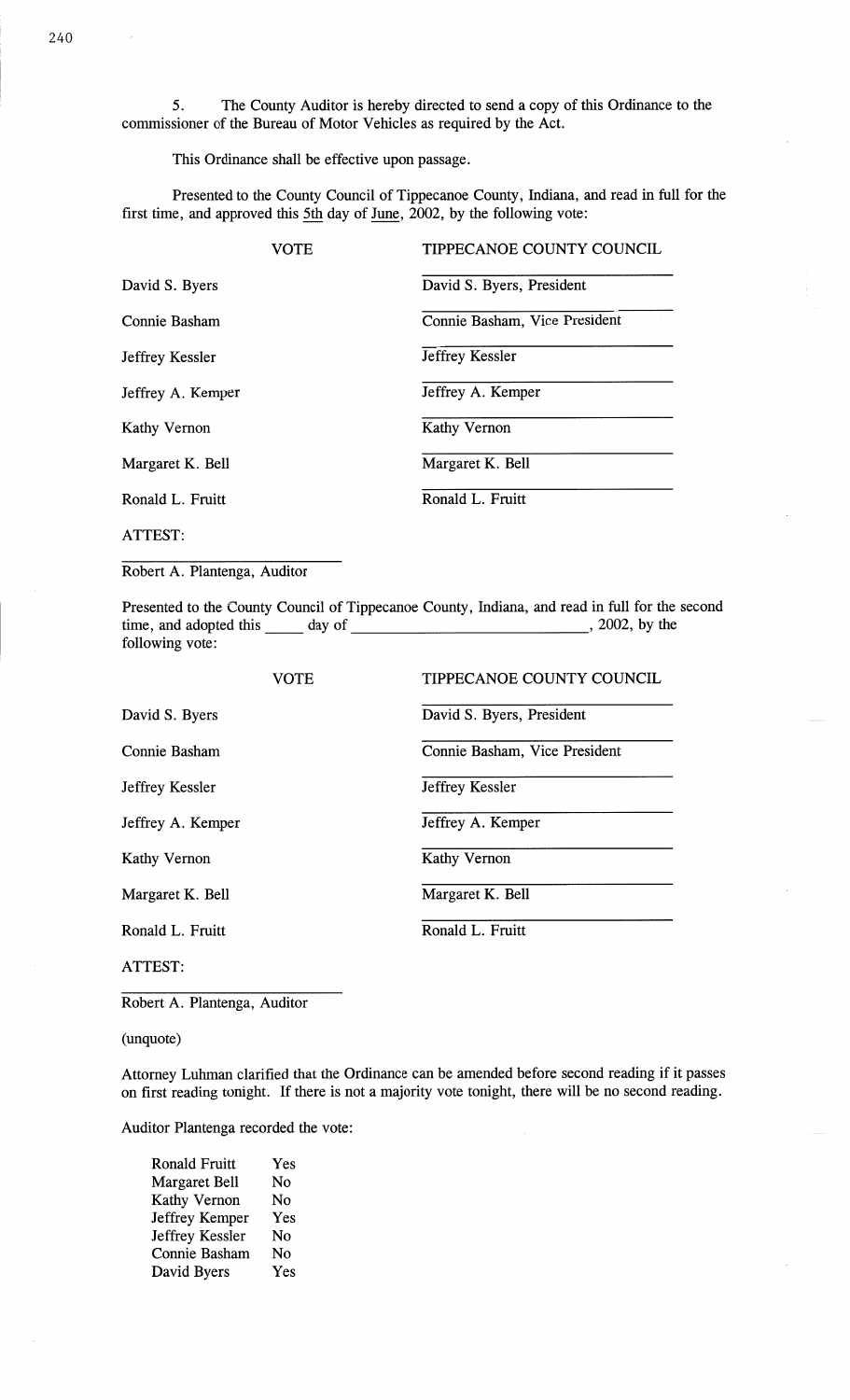5. The County Auditor is hereby directed to send a copy of this Ordinance to the commissioner of the Bureau of Motor Vehicles as required by the Act.

This Ordinance shall be effective upon passage.

Presented to the County Council of Tippecanoe County, Indiana, and read in full for the first time, and approved this 5th day of June, 2002, by the following vote:

| VOTE | TIPPECANOE COUNTY COUNCIL |
|---|---|
| David S. Byers | David S. Byers, President |
| Connie Basham | Connie Basham, Vice President |
| Jeffrey Kessler | Jeffrey Kessler |
| Jeffrey A. Kemper | Jeffrey A. Kemper |
| Kathy Vernon | Kathy Vernon |
| Margaret K. Bell | Margaret K. Bell |
| Ronald L. Fruitt | Ronald L. Fruitt |

ATTEST:

Robert A. Plantenga, Auditor

Presented to the County Council of Tippecanoe County, Indiana, and read in full for the second time, and adopted this _____ day of ______________________________, 2002, by the following vote:

| VOTE | TIPPECANOE COUNTY COUNCIL |
|---|---|
| David S. Byers | David S. Byers, President |
| Connie Basham | Connie Basham, Vice President |
| Jeffrey Kessler | Jeffrey Kessler |
| Jeffrey A. Kemper | Jeffrey A. Kemper |
| Kathy Vernon | Kathy Vernon |
| Margaret K. Bell | Margaret K. Bell |
| Ronald L. Fruitt | Ronald L. Fruitt |

ATTEST:

Robert A. Plantenga, Auditor

(unquote)

Attorney Luhman clarified that the Ordinance can be amended before second reading if it passes on first reading tonight. If there is not a majority vote tonight, there will be no second reading.

Auditor Plantenga recorded the vote:

| | |
|---|---|
| Ronald Fruitt | Yes |
| Margaret Bell | No |
| Kathy Vernon | No |
| Jeffrey Kemper | Yes |
| Jeffrey Kessler | No |
| Connie Basham | No |
| David Byers | Yes |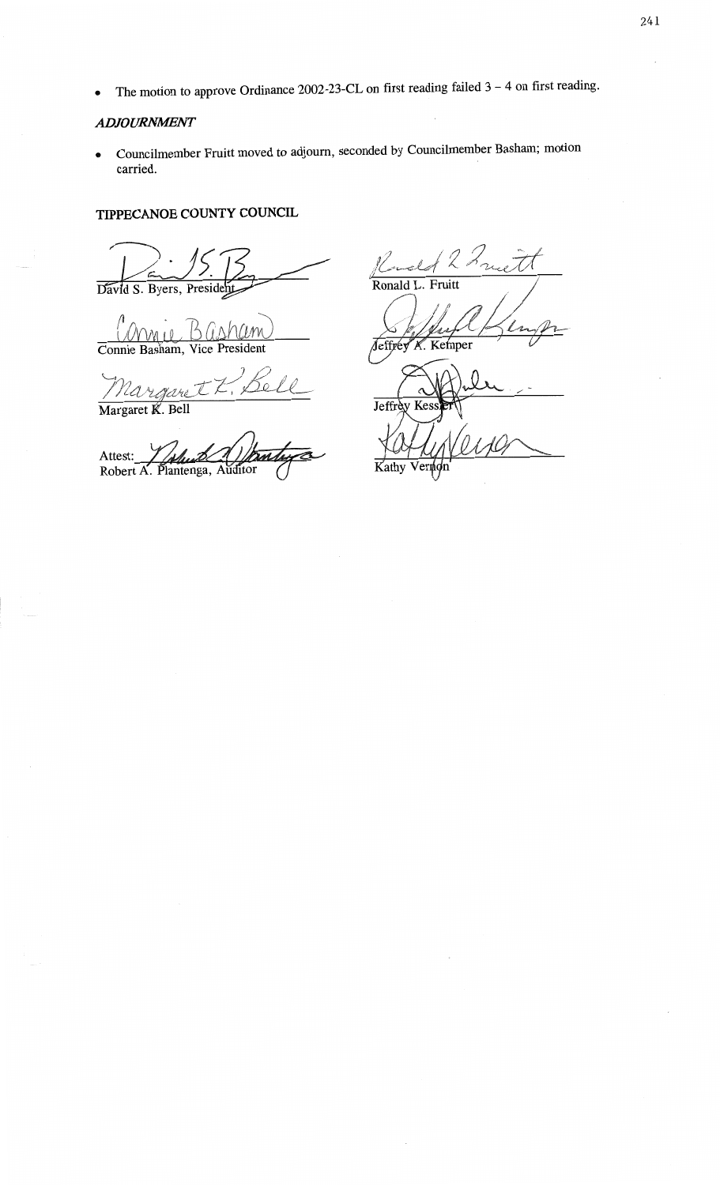- The motion to approve Ordinance 2002-23-CL on first reading failed 3 – 4 on first reading.

***ADJOURNMENT***

- Councilmember Fruitt moved to adjourn, seconded by Councilmember Basham; motion carried.

**TIPPECANOE COUNTY COUNCIL**

David S. Byers, President

Connie Basham, Vice President

Margaret K. Bell

Attest: Robert A. Plantenga, Auditor

Ronald L. Fruitt

Jeffrey A. Kemper

Jeffrey Kessler

Kathy Vernon